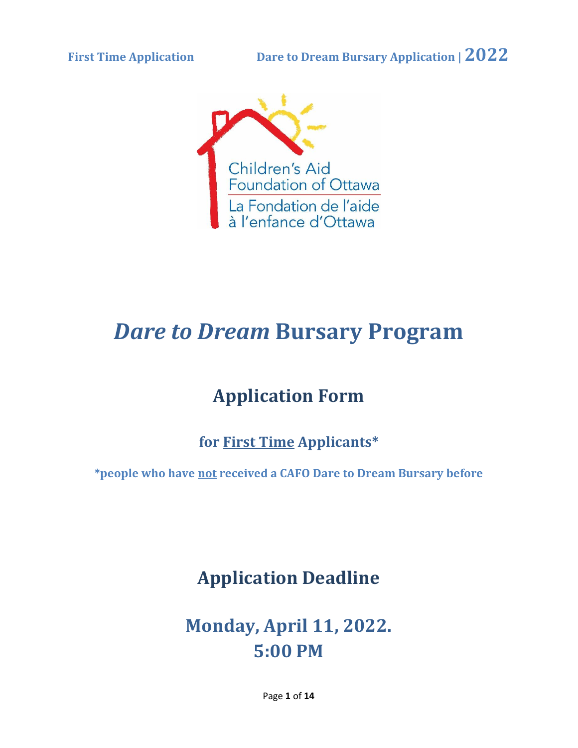# *Dare to Dream* Bursary Program

## Application Form

### for First Time Applicants*

**\*people who have not received a CAFO Dare to Dream Bursary before**

## Application Deadline

## Monday, April 11, 2022.
## 5:00 PM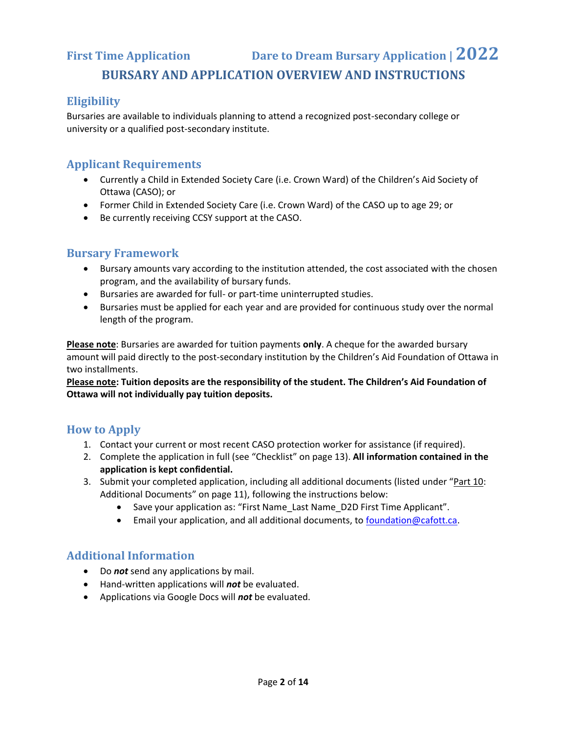**First Time Application** **Dare to Dream Bursary Application | 2022**

# BURSARY AND APPLICATION OVERVIEW AND INSTRUCTIONS

## Eligibility

Bursaries are available to individuals planning to attend a recognized post-secondary college or university or a qualified post-secondary institute.

## Applicant Requirements

- Currently a Child in Extended Society Care (i.e. Crown Ward) of the Children's Aid Society of Ottawa (CASO); or
- Former Child in Extended Society Care (i.e. Crown Ward) of the CASO up to age 29; or
- Be currently receiving CCSY support at the CASO.

## Bursary Framework

- Bursary amounts vary according to the institution attended, the cost associated with the chosen program, and the availability of bursary funds.
- Bursaries are awarded for full- or part-time uninterrupted studies.
- Bursaries must be applied for each year and are provided for continuous study over the normal length of the program.

**Please note**: Bursaries are awarded for tuition payments **only**. A cheque for the awarded bursary amount will paid directly to the post-secondary institution by the Children's Aid Foundation of Ottawa in two installments.

**Please note: Tuition deposits are the responsibility of the student. The Children's Aid Foundation of Ottawa will not individually pay tuition deposits.**

## How to Apply

1. Contact your current or most recent CASO protection worker for assistance (if required).
2. Complete the application in full (see "Checklist" on page 13). **All information contained in the application is kept confidential.**
3. Submit your completed application, including all additional documents (listed under "Part 10: Additional Documents" on page 11), following the instructions below:
    - Save your application as: "First Name_Last Name_D2D First Time Applicant".
    - Email your application, and all additional documents, to foundation@cafott.ca.

## Additional Information

- Do ***not*** send any applications by mail.
- Hand-written applications will ***not*** be evaluated.
- Applications via Google Docs will ***not*** be evaluated.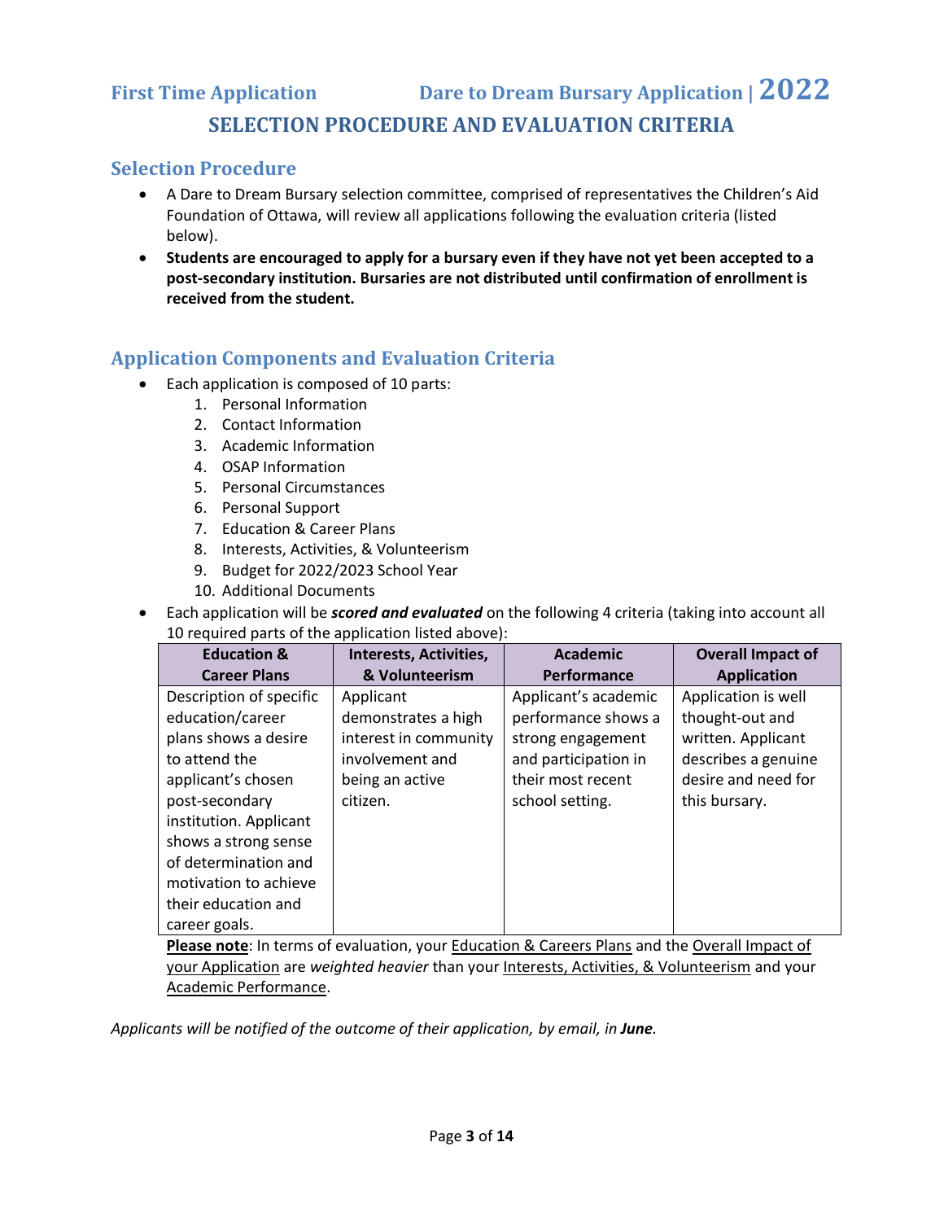# SELECTION PROCEDURE AND EVALUATION CRITERIA

## Selection Procedure

- A Dare to Dream Bursary selection committee, comprised of representatives the Children's Aid Foundation of Ottawa, will review all applications following the evaluation criteria (listed below).
- **Students are encouraged to apply for a bursary even if they have not yet been accepted to a post-secondary institution. Bursaries are not distributed until confirmation of enrollment is received from the student.**

## Application Components and Evaluation Criteria

- Each application is composed of 10 parts:
    1. Personal Information
    2. Contact Information
    3. Academic Information
    4. OSAP Information
    5. Personal Circumstances
    6. Personal Support
    7. Education & Career Plans
    8. Interests, Activities, & Volunteerism
    9. Budget for 2022/2023 School Year
    10. Additional Documents
- Each application will be ***scored and evaluated*** on the following 4 criteria (taking into account all 10 required parts of the application listed above):

| Education & Career Plans | Interests, Activities, & Volunteerism | Academic Performance | Overall Impact of Application |
|---|---|---|---|
| Description of specific education/career plans shows a desire to attend the applicant's chosen post-secondary institution. Applicant shows a strong sense of determination and motivation to achieve their education and career goals. | Applicant demonstrates a high interest in community involvement and being an active citizen. | Applicant's academic performance shows a strong engagement and participation in their most recent school setting. | Application is well thought-out and written. Applicant describes a genuine desire and need for this bursary. |

**Please note**: In terms of evaluation, your Education & Careers Plans and the Overall Impact of your Application are *weighted heavier* than your Interests, Activities, & Volunteerism and your Academic Performance.

*Applicants will be notified of the outcome of their application, by email, in **June**.*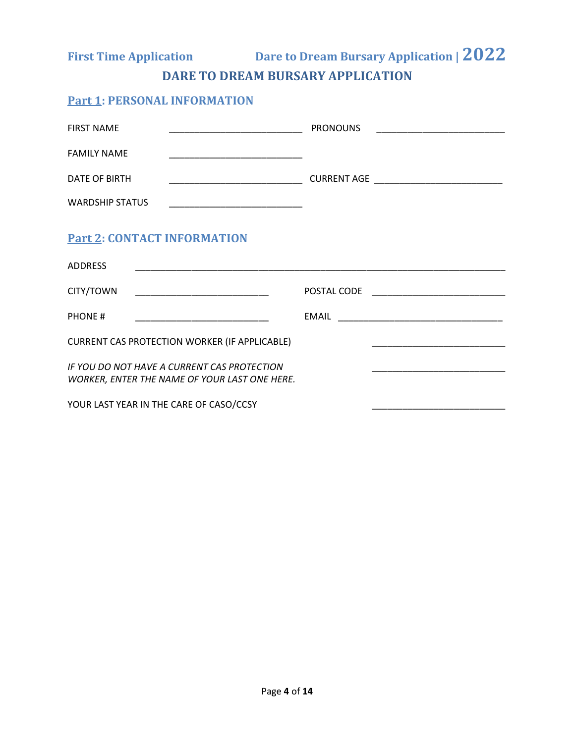## DARE TO DREAM BURSARY APPLICATION

### Part 1: PERSONAL INFORMATION

FIRST NAME ______________________ PRONOUNS ______________________

FAMILY NAME ______________________

DATE OF BIRTH ______________________ CURRENT AGE ______________________

WARDSHIP STATUS ______________________

### Part 2: CONTACT INFORMATION

ADDRESS ______________________________________________________________

CITY/TOWN ______________________ POSTAL CODE ______________________

PHONE # ______________________ EMAIL ____________________________

CURRENT CAS PROTECTION WORKER (IF APPLICABLE) ______________________

*IF YOU DO NOT HAVE A CURRENT CAS PROTECTION WORKER, ENTER THE NAME OF YOUR LAST ONE HERE.* ______________________

YOUR LAST YEAR IN THE CARE OF CASO/CCSY ______________________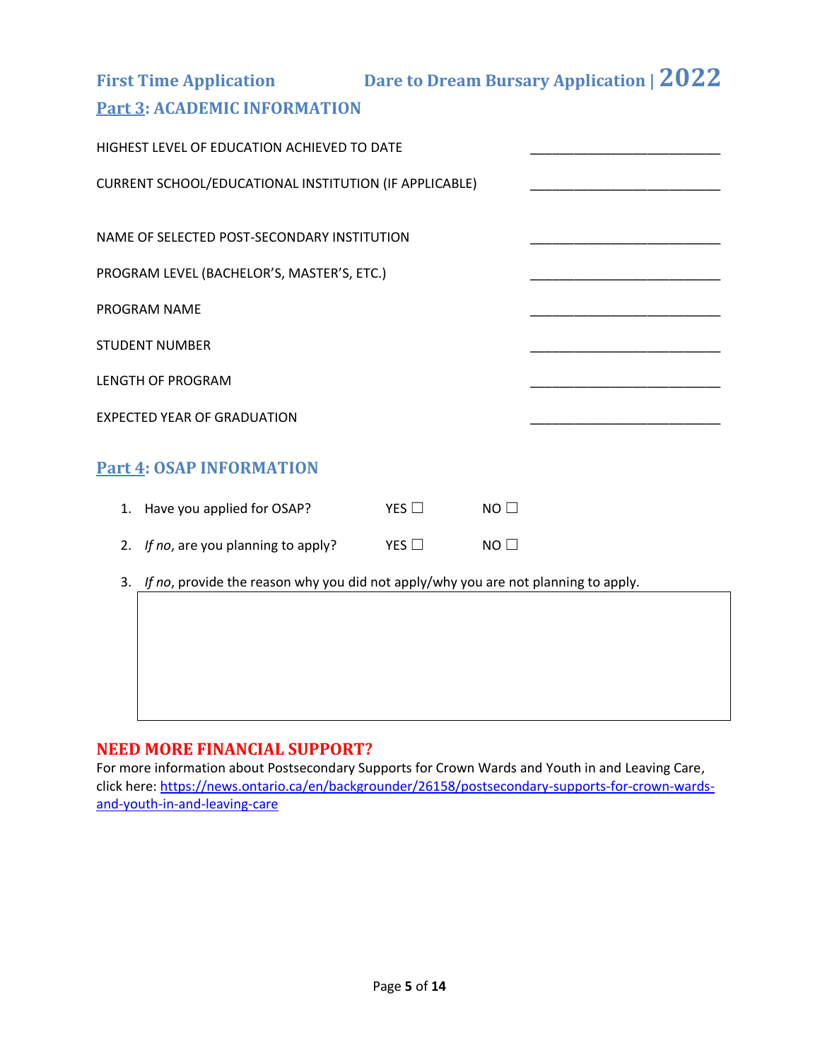## Part 3: ACADEMIC INFORMATION

HIGHEST LEVEL OF EDUCATION ACHIEVED TO DATE ___________________________

CURRENT SCHOOL/EDUCATIONAL INSTITUTION (IF APPLICABLE) ___________________________

NAME OF SELECTED POST-SECONDARY INSTITUTION ___________________________

PROGRAM LEVEL (BACHELOR'S, MASTER'S, ETC.) ___________________________

PROGRAM NAME ___________________________

STUDENT NUMBER ___________________________

LENGTH OF PROGRAM ___________________________

EXPECTED YEAR OF GRADUATION ___________________________

## Part 4: OSAP INFORMATION

1. Have you applied for OSAP? YES ☐ NO ☐
2. *If no*, are you planning to apply? YES ☐ NO ☐
3. *If no*, provide the reason why you did not apply/why you are not planning to apply.

| |
|---|
| |

### NEED MORE FINANCIAL SUPPORT?

For more information about Postsecondary Supports for Crown Wards and Youth in and Leaving Care, click here: https://news.ontario.ca/en/backgrounder/26158/postsecondary-supports-for-crown-wards-and-youth-in-and-leaving-care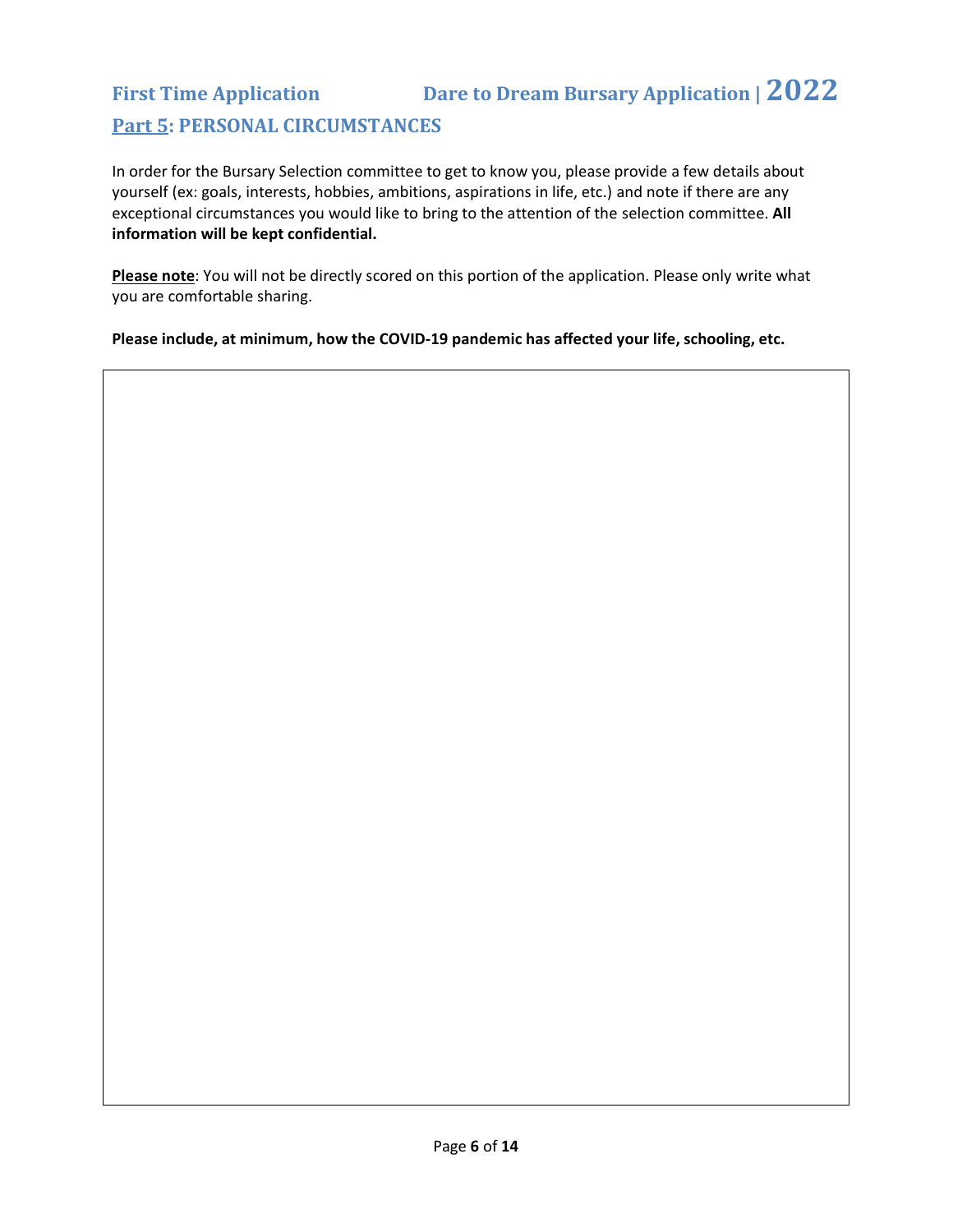## First Time Application — Dare to Dream Bursary Application | 2022

## Part 5: PERSONAL CIRCUMSTANCES

In order for the Bursary Selection committee to get to know you, please provide a few details about yourself (ex: goals, interests, hobbies, ambitions, aspirations in life, etc.) and note if there are any exceptional circumstances you would like to bring to the attention of the selection committee. **All information will be kept confidential.**

**Please note**: You will not be directly scored on this portion of the application. Please only write what you are comfortable sharing.

**Please include, at minimum, how the COVID-19 pandemic has affected your life, schooling, etc.**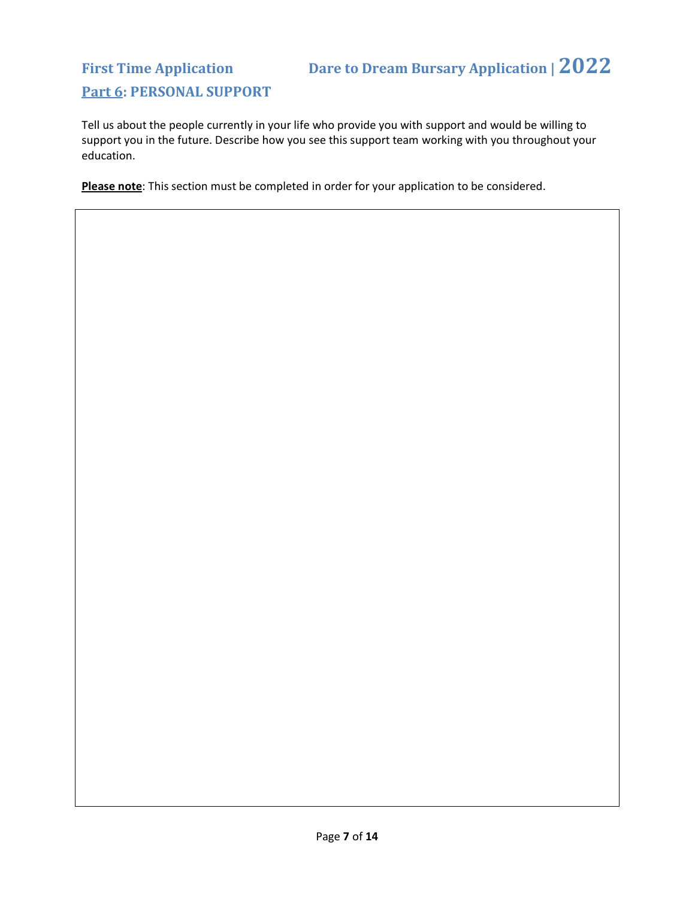## Part 6: PERSONAL SUPPORT

Tell us about the people currently in your life who provide you with support and would be willing to support you in the future. Describe how you see this support team working with you throughout your education.

**Please note**: This section must be completed in order for your application to be considered.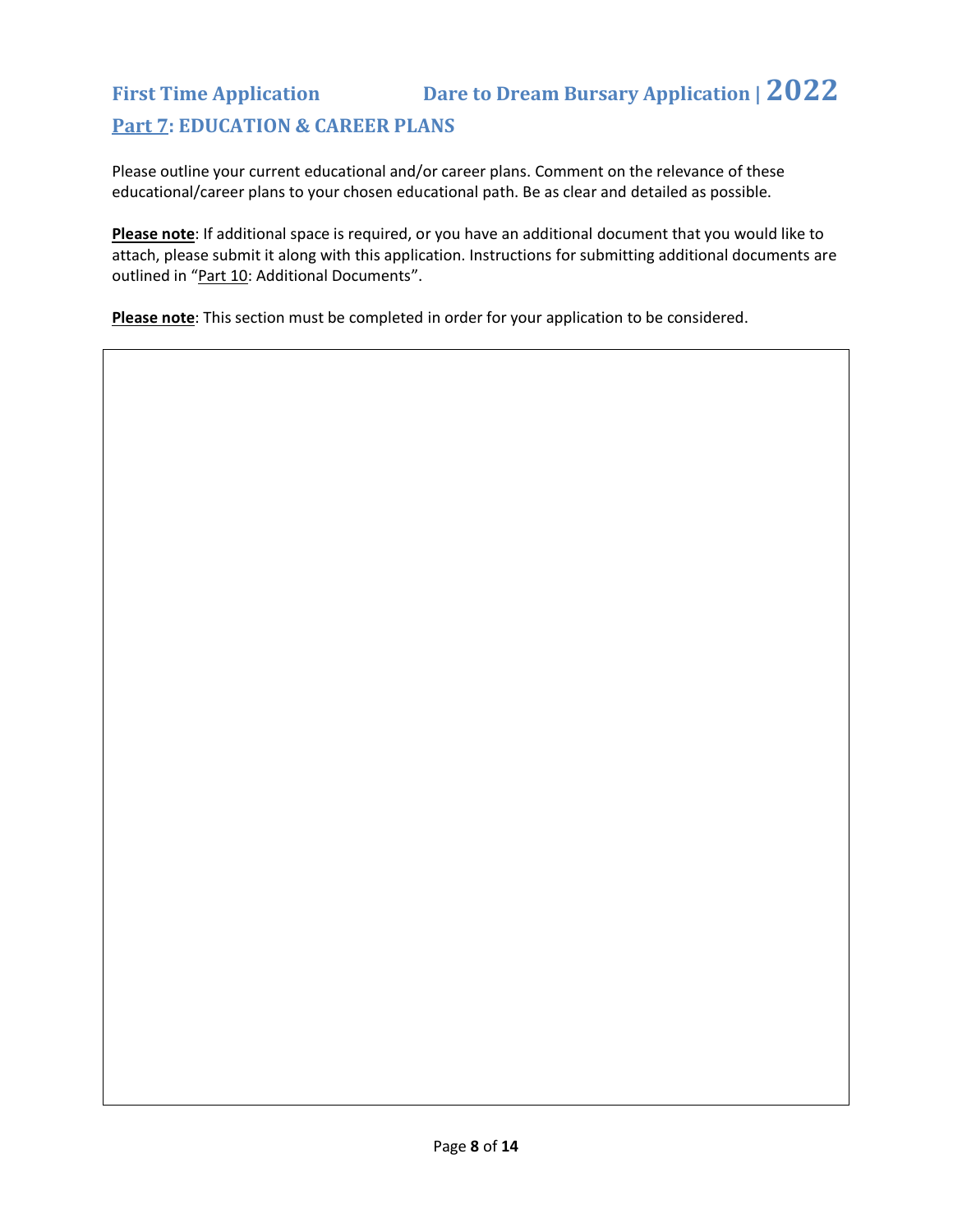## Part 7: EDUCATION & CAREER PLANS

Please outline your current educational and/or career plans. Comment on the relevance of these educational/career plans to your chosen educational path. Be as clear and detailed as possible.

**Please note**: If additional space is required, or you have an additional document that you would like to attach, please submit it along with this application. Instructions for submitting additional documents are outlined in "Part 10: Additional Documents".

**Please note**: This section must be completed in order for your application to be considered.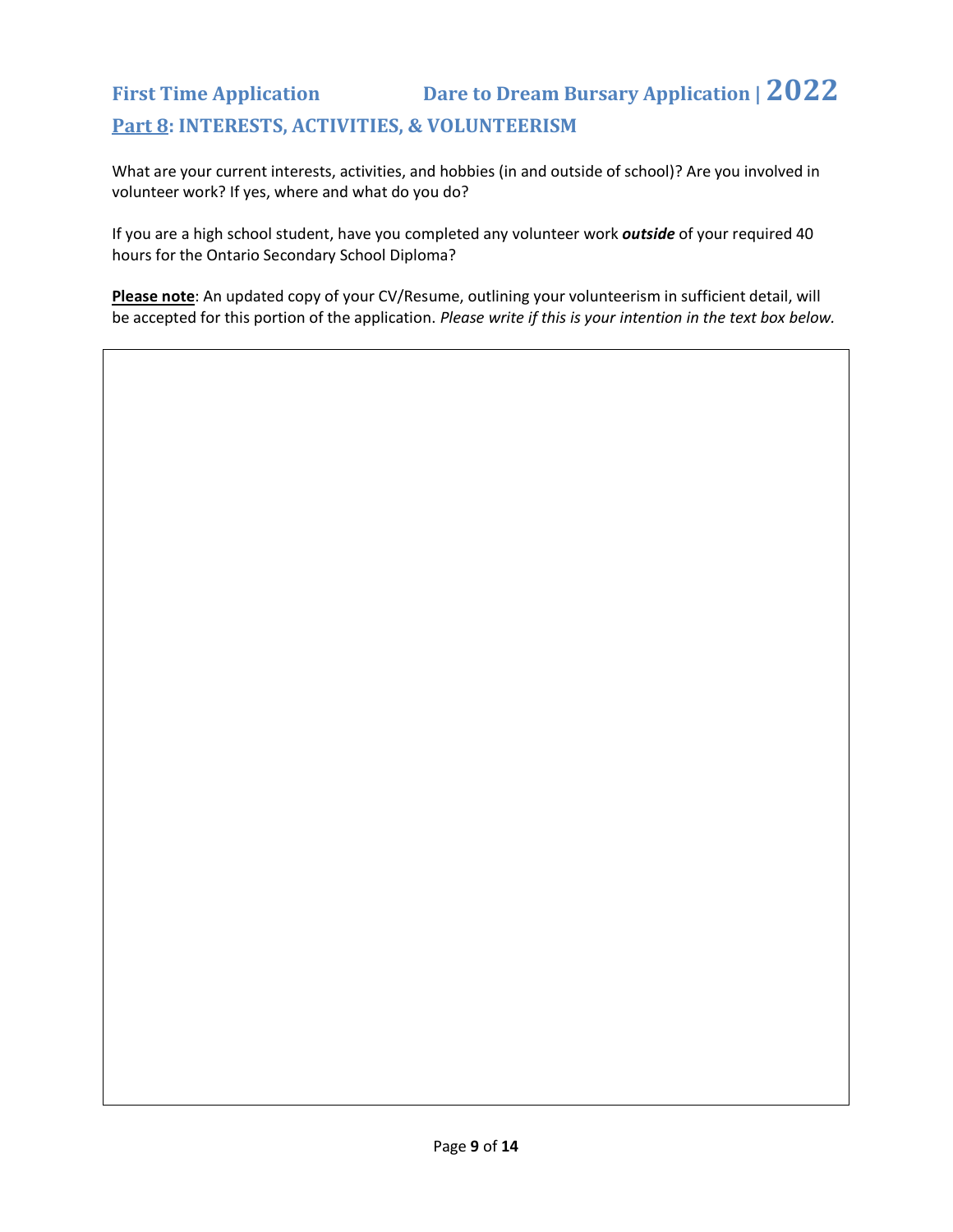**First Time Application** **Dare to Dream Bursary Application | 2022**

## Part 8: INTERESTS, ACTIVITIES, & VOLUNTEERISM

What are your current interests, activities, and hobbies (in and outside of school)? Are you involved in volunteer work? If yes, where and what do you do?

If you are a high school student, have you completed any volunteer work ***outside*** of your required 40 hours for the Ontario Secondary School Diploma?

**Please note**: An updated copy of your CV/Resume, outlining your volunteerism in sufficient detail, will be accepted for this portion of the application. *Please write if this is your intention in the text box below.*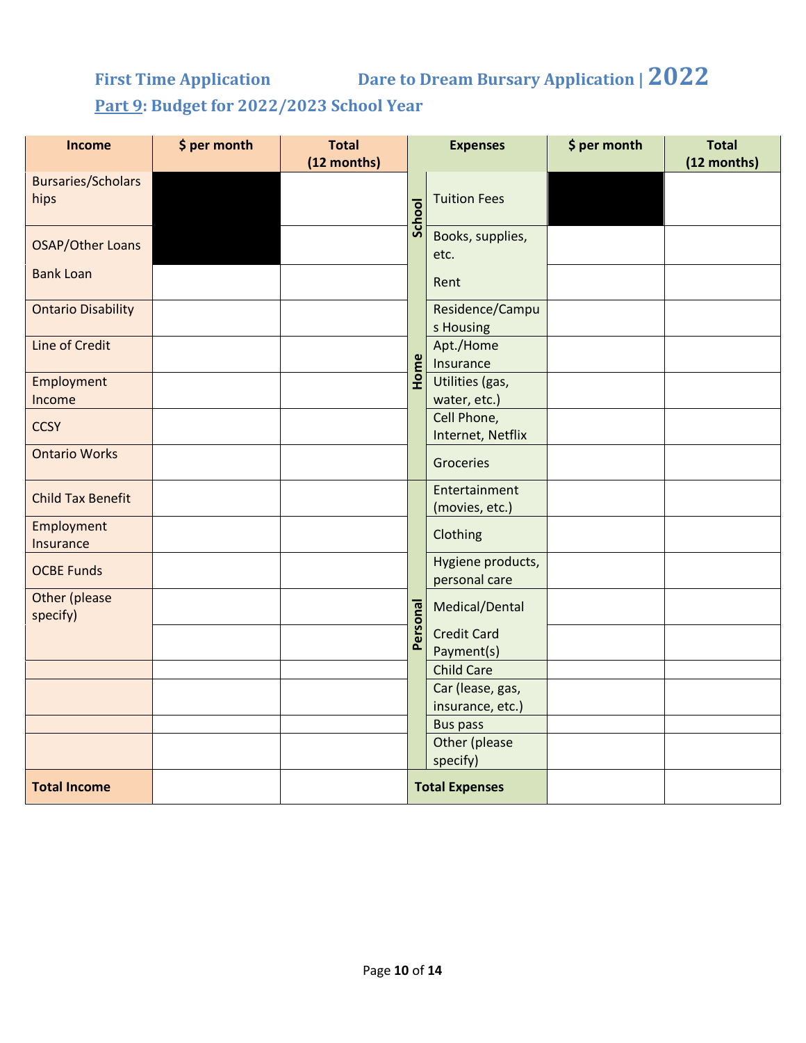First Time Application Dare to Dream Bursary Application | 2022

## Part 9: Budget for 2022/2023 School Year

| Income | $ per month | Total (12 months) | | Expenses | $ per month | Total (12 months) |
|---|---|---|---|---|---|---|
| Bursaries/Scholarships | | | School | Tuition Fees | | |
| OSAP/Other Loans | | | | Books, supplies, etc. | | |
| Bank Loan | | | Home | Rent | | |
| Ontario Disability | | | | Residence/Campus Housing | | |
| Line of Credit | | | | Apt./Home Insurance | | |
| Employment Income | | | | Utilities (gas, water, etc.) | | |
| CCSY | | | | Cell Phone, Internet, Netflix | | |
| Ontario Works | | | | Groceries | | |
| Child Tax Benefit | | | Personal | Entertainment (movies, etc.) | | |
| Employment Insurance | | | | Clothing | | |
| OCBE Funds | | | | Hygiene products, personal care | | |
| Other (please specify) | | | | Medical/Dental | | |
| | | | | Credit Card Payment(s) | | |
| | | | | Child Care | | |
| | | | | Car (lease, gas, insurance, etc.) | | |
| | | | | Bus pass | | |
| | | | | Other (please specify) | | |
| **Total Income** | | | **Total Expenses** | | | |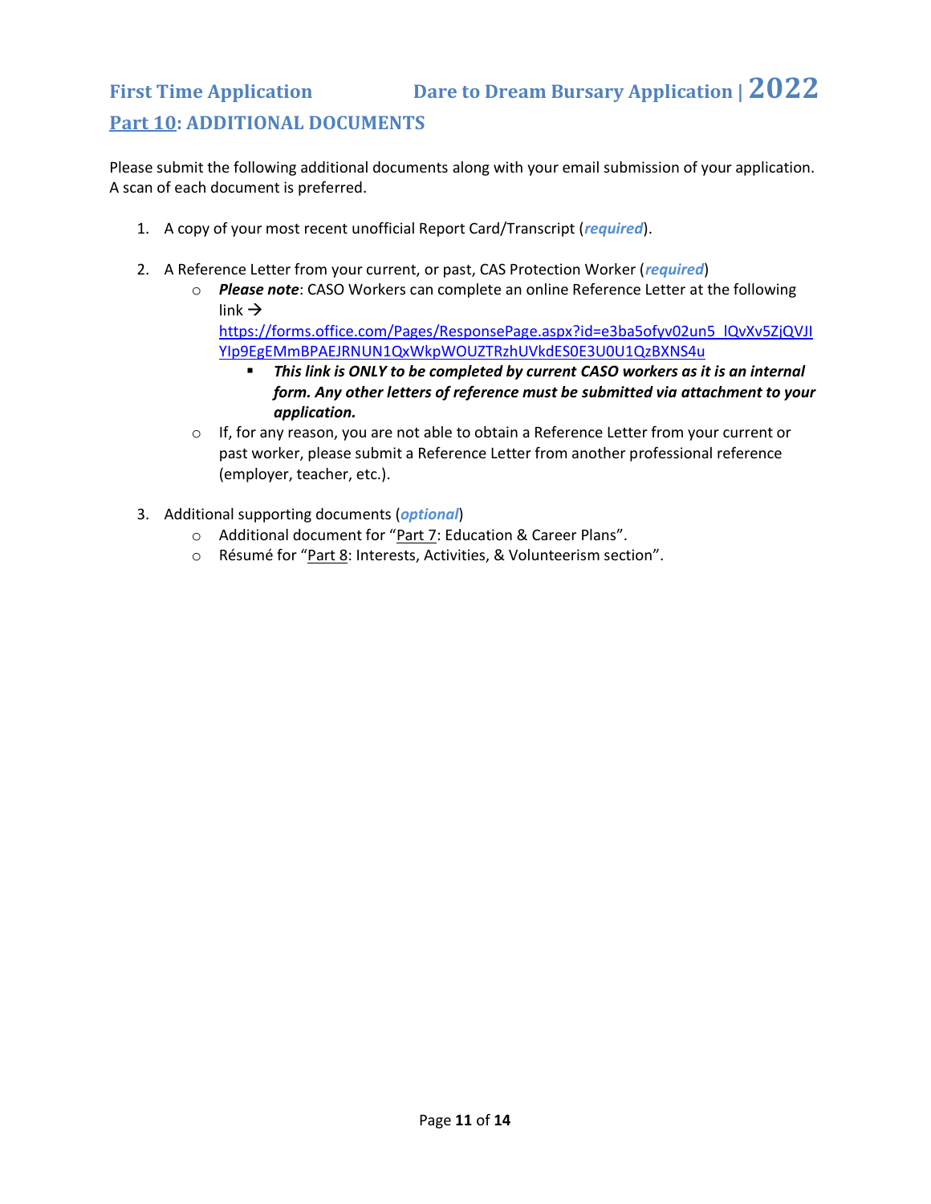## Part 10: ADDITIONAL DOCUMENTS

Please submit the following additional documents along with your email submission of your application. A scan of each document is preferred.

1. A copy of your most recent unofficial Report Card/Transcript (***required***).

2. A Reference Letter from your current, or past, CAS Protection Worker (***required***)
   - ***Please note***: CASO Workers can complete an online Reference Letter at the following link → https://forms.office.com/Pages/ResponsePage.aspx?id=e3ba5ofyv02un5_lQvXv5ZjQVJIYIp9EgEMmBPAEJRNUN1QxWkpWOUZTRzhUVkdES0E3U0U1QzBXNS4u
     - ***This link is ONLY to be completed by current CASO workers as it is an internal form. Any other letters of reference must be submitted via attachment to your application.***
   - If, for any reason, you are not able to obtain a Reference Letter from your current or past worker, please submit a Reference Letter from another professional reference (employer, teacher, etc.).

3. Additional supporting documents (***optional***)
   - Additional document for "Part 7: Education & Career Plans".
   - Résumé for "Part 8: Interests, Activities, & Volunteerism section".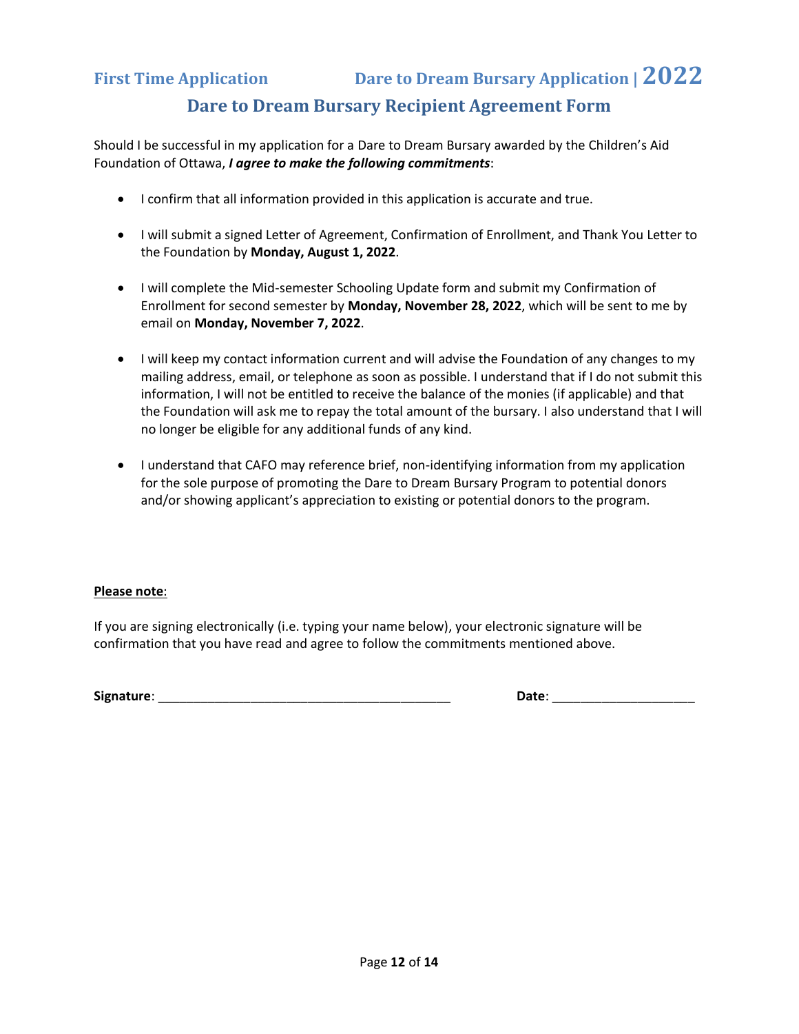First Time Application Dare to Dream Bursary Application | 2022

## Dare to Dream Bursary Recipient Agreement Form

Should I be successful in my application for a Dare to Dream Bursary awarded by the Children's Aid Foundation of Ottawa, ***I agree to make the following commitments***:

- I confirm that all information provided in this application is accurate and true.
- I will submit a signed Letter of Agreement, Confirmation of Enrollment, and Thank You Letter to the Foundation by **Monday, August 1, 2022**.
- I will complete the Mid-semester Schooling Update form and submit my Confirmation of Enrollment for second semester by **Monday, November 28, 2022**, which will be sent to me by email on **Monday, November 7, 2022**.
- I will keep my contact information current and will advise the Foundation of any changes to my mailing address, email, or telephone as soon as possible. I understand that if I do not submit this information, I will not be entitled to receive the balance of the monies (if applicable) and that the Foundation will ask me to repay the total amount of the bursary. I also understand that I will no longer be eligible for any additional funds of any kind.
- I understand that CAFO may reference brief, non-identifying information from my application for the sole purpose of promoting the Dare to Dream Bursary Program to potential donors and/or showing applicant's appreciation to existing or potential donors to the program.

<u>**Please note**</u>:

If you are signing electronically (i.e. typing your name below), your electronic signature will be confirmation that you have read and agree to follow the commitments mentioned above.

**Signature**: ________________________________________ **Date**: ___________________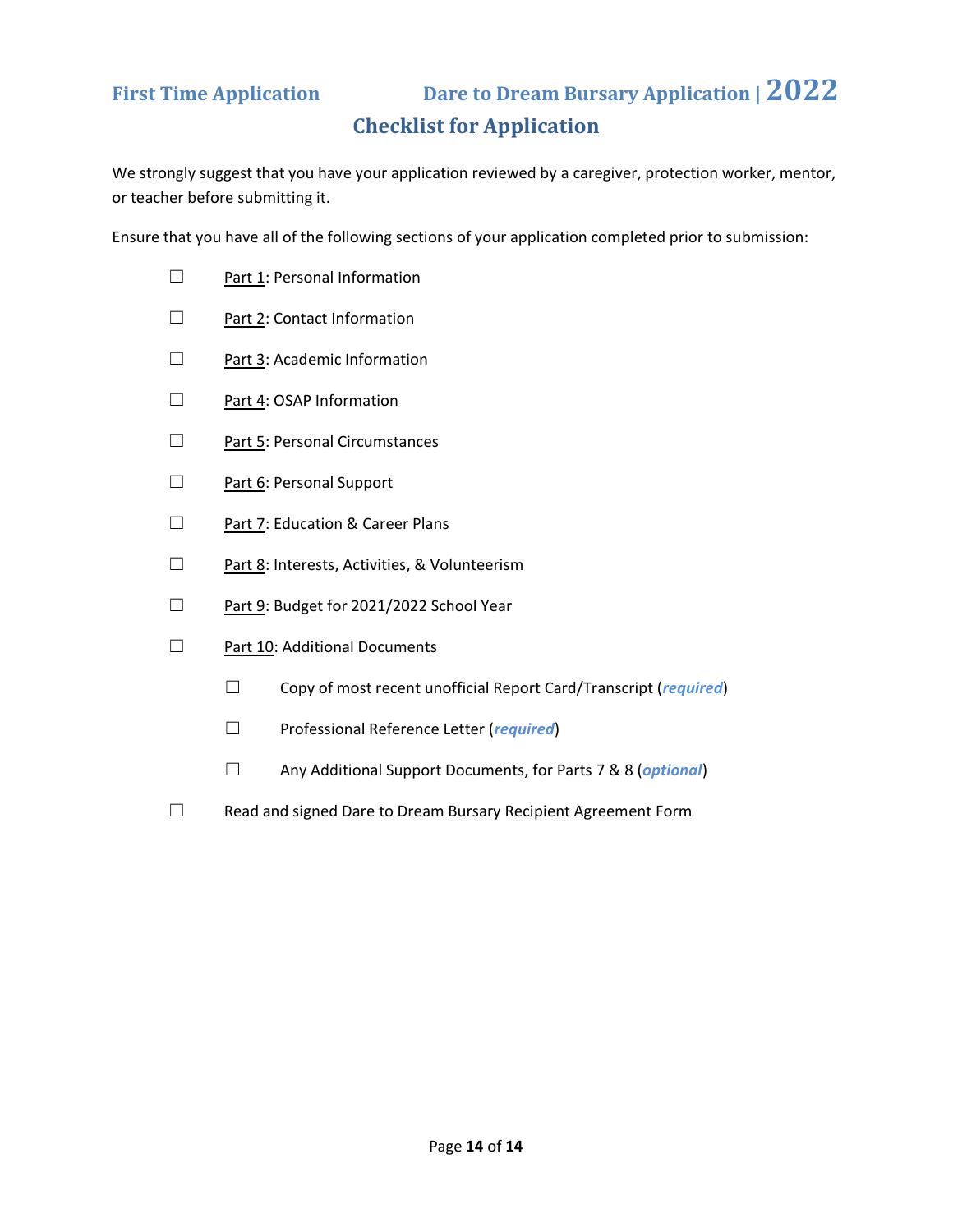First Time Application — Dare to Dream Bursary Application | 2022

## Checklist for Application

We strongly suggest that you have your application reviewed by a caregiver, protection worker, mentor, or teacher before submitting it.

Ensure that you have all of the following sections of your application completed prior to submission:

- ☐ Part 1: Personal Information
- ☐ Part 2: Contact Information
- ☐ Part 3: Academic Information
- ☐ Part 4: OSAP Information
- ☐ Part 5: Personal Circumstances
- ☐ Part 6: Personal Support
- ☐ Part 7: Education & Career Plans
- ☐ Part 8: Interests, Activities, & Volunteerism
- ☐ Part 9: Budget for 2021/2022 School Year
- ☐ Part 10: Additional Documents
  - ☐ Copy of most recent unofficial Report Card/Transcript (***required***)
  - ☐ Professional Reference Letter (***required***)
  - ☐ Any Additional Support Documents, for Parts 7 & 8 (***optional***)
- ☐ Read and signed Dare to Dream Bursary Recipient Agreement Form